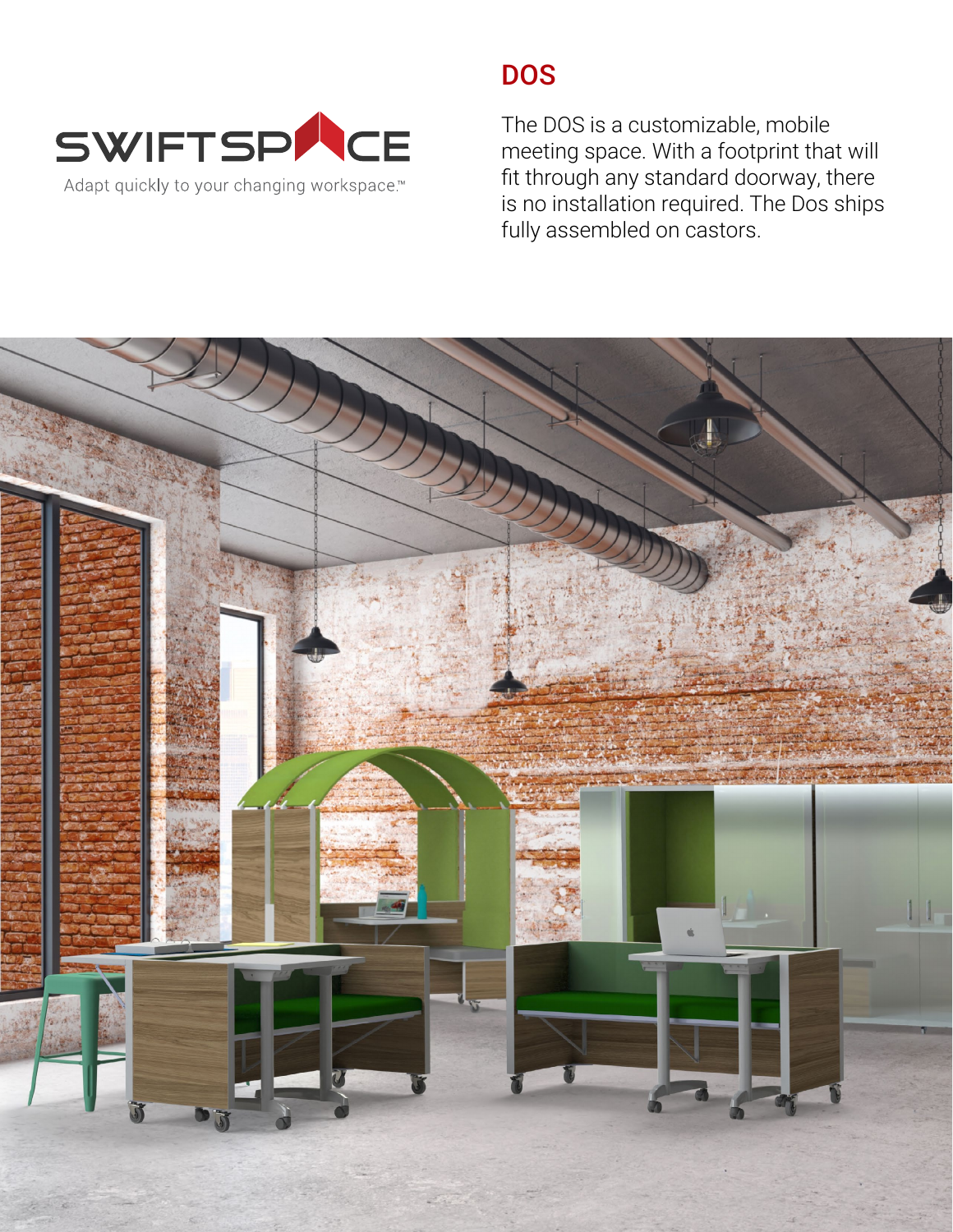SWIFTSPACE

Adapt quickly to your changing workspace.™

# DOS

The DOS is a customizable, mobile meeting space. With a footprint that will fit through any standard doorway, there is no installation required. The Dos ships fully assembled on castors.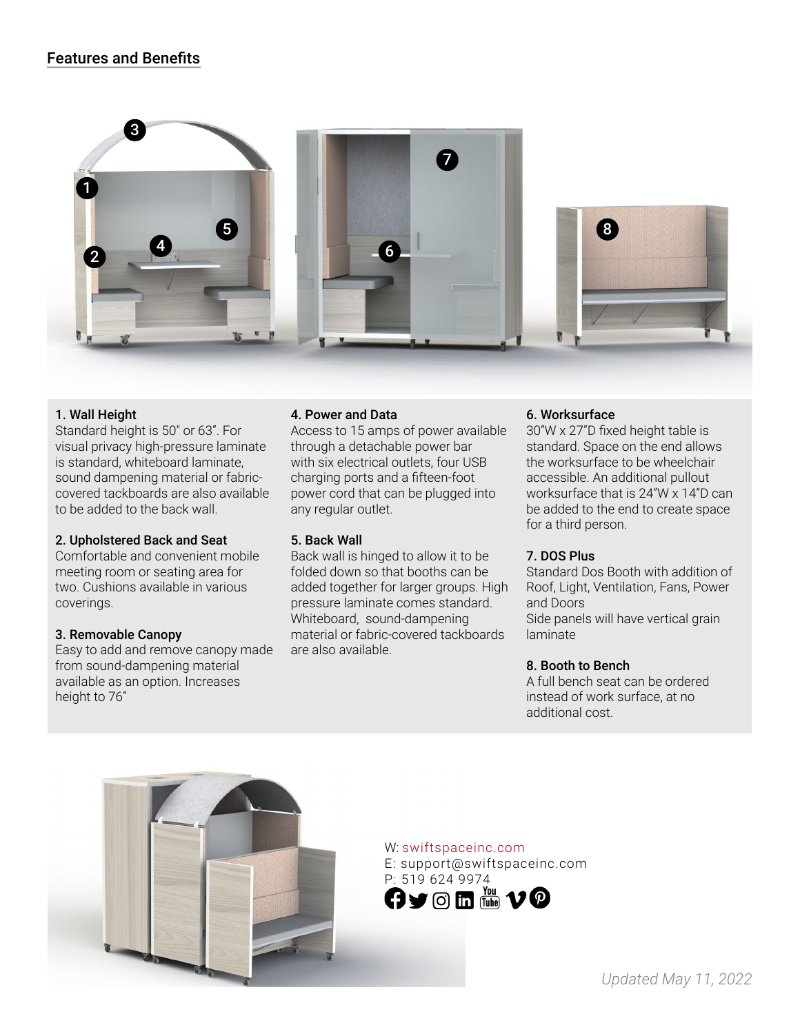## Features and Benefits

**1. Wall Height**
Standard height is 50" or 63”. For visual privacy high-pressure laminate is standard, whiteboard laminate, sound dampening material or fabric-covered tackboards are also available to be added to the back wall.

**2. Upholstered Back and Seat**
Comfortable and convenient mobile meeting room or seating area for two. Cushions available in various coverings.

**3. Removable Canopy**
Easy to add and remove canopy made from sound-dampening material available as an option. Increases height to 76”

**4. Power and Data**
Access to 15 amps of power available through a detachable power bar with six electrical outlets, four USB charging ports and a fifteen-foot power cord that can be plugged into any regular outlet.

**5. Back Wall**
Back wall is hinged to allow it to be folded down so that booths can be added together for larger groups. High pressure laminate comes standard. Whiteboard, sound-dampening material or fabric-covered tackboards are also available.

**6. Worksurface**
30”W x 27”D fixed height table is standard. Space on the end allows the worksurface to be wheelchair accessible. An additional pullout worksurface that is 24”W x 14”D can be added to the end to create space for a third person.

**7. DOS Plus**
Standard Dos Booth with addition of Roof, Light, Ventilation, Fans, Power and Doors
Side panels will have vertical grain laminate

**8. Booth to Bench**
A full bench seat can be ordered instead of work surface, at no additional cost.

W: swiftspaceinc.com
E: support@swiftspaceinc.com
P: 519 624 9974

*Updated May 11, 2022*